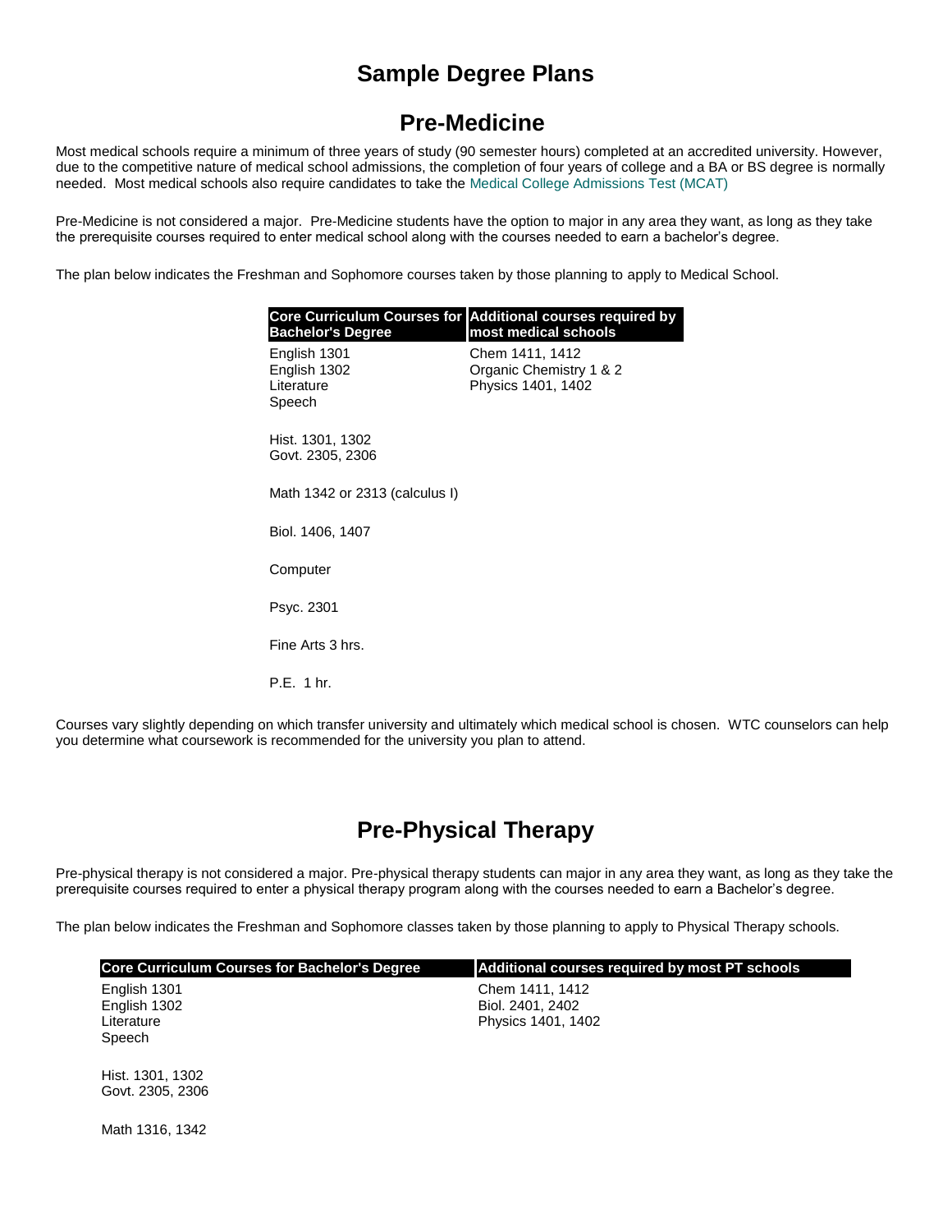# Sample Degree Plans

## Pre-Medicine

Most medical schools require a minimum of three years of study (90 semester hours) completed at an accredited university. However, due to the competitive nature of medical school admissions, the completion of four years of college and a BA or BS degree is normally needed. Most medical schools also require candidates to take the Medical College Admissions Test (MCAT)

Pre-Medicine is not considered a major. Pre-Medicine students have the option to major in any area they want, as long as they take the prerequisite courses required to enter medical school along with the courses needed to earn a bachelor's degree.

The plan below indicates the Freshman and Sophomore courses taken by those planning to apply to Medical School.

| Core Curriculum Courses for Bachelor's Degree | Additional courses required by most medical schools |
| --- | --- |
| English 1301<br>English 1302<br>Literature<br>Speech | Chem 1411, 1412<br>Organic Chemistry 1 & 2<br>Physics 1401, 1402 |
| Hist. 1301, 1302<br>Govt. 2305, 2306 | |
| Math 1342 or 2313 (calculus I) | |
| Biol. 1406, 1407 | |
| Computer | |
| Psyc. 2301 | |
| Fine Arts 3 hrs. | |
| P.E. 1 hr. | |

Courses vary slightly depending on which transfer university and ultimately which medical school is chosen. WTC counselors can help you determine what coursework is recommended for the university you plan to attend.

## Pre-Physical Therapy

Pre-physical therapy is not considered a major. Pre-physical therapy students can major in any area they want, as long as they take the prerequisite courses required to enter a physical therapy program along with the courses needed to earn a Bachelor's degree.

The plan below indicates the Freshman and Sophomore classes taken by those planning to apply to Physical Therapy schools.

| Core Curriculum Courses for Bachelor's Degree | Additional courses required by most PT schools |
| --- | --- |
| English 1301<br>English 1302<br>Literature<br>Speech | Chem 1411, 1412<br>Biol. 2401, 2402<br>Physics 1401, 1402 |
| Hist. 1301, 1302<br>Govt. 2305, 2306 | |
| Math 1316, 1342 | |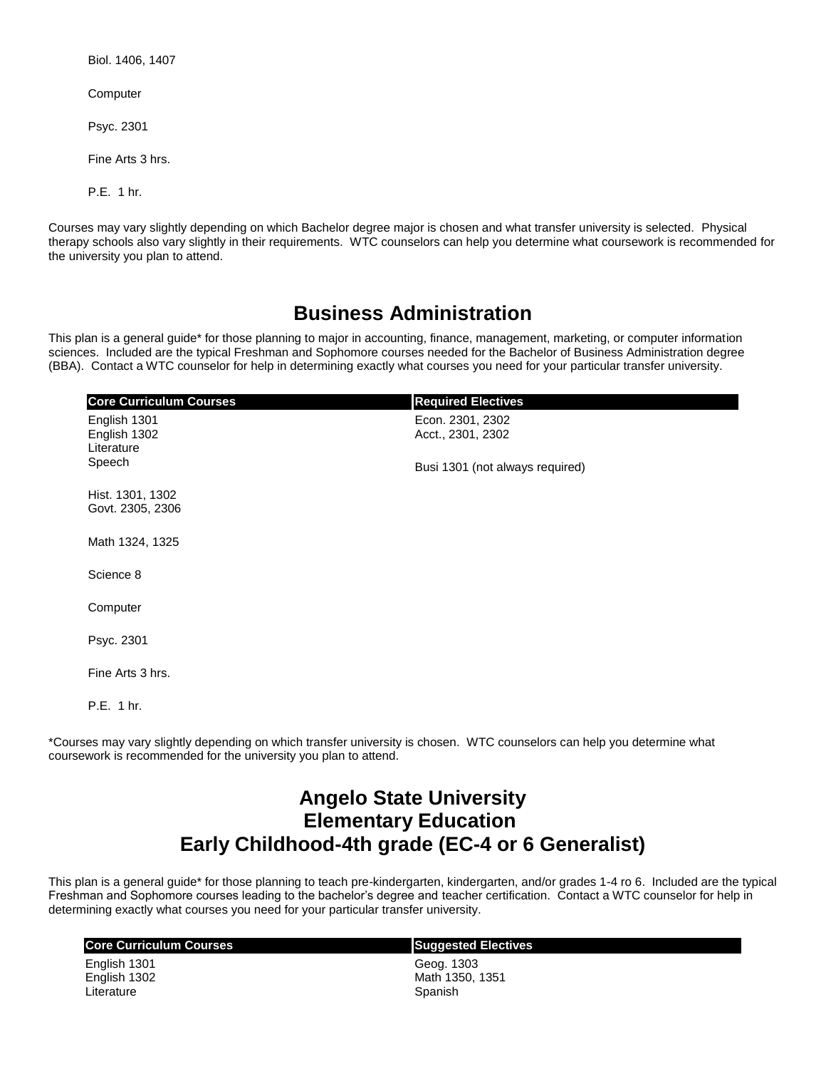Biol. 1406, 1407

Computer

Psyc. 2301

Fine Arts 3 hrs.

P.E. 1 hr.

Courses may vary slightly depending on which Bachelor degree major is chosen and what transfer university is selected. Physical therapy schools also vary slightly in their requirements. WTC counselors can help you determine what coursework is recommended for the university you plan to attend.

## Business Administration

This plan is a general guide* for those planning to major in accounting, finance, management, marketing, or computer information sciences. Included are the typical Freshman and Sophomore courses needed for the Bachelor of Business Administration degree (BBA). Contact a WTC counselor for help in determining exactly what courses you need for your particular transfer university.

| Core Curriculum Courses | Required Electives |
| --- | --- |
| English 1301 | Econ. 2301, 2302 |
| English 1302 | Acct., 2301, 2302 |
| Literature | |
| Speech | Busi 1301 (not always required) |
| Hist. 1301, 1302 | |
| Govt. 2305, 2306 | |
| Math 1324, 1325 | |
| Science 8 | |
| Computer | |
| Psyc. 2301 | |
| Fine Arts 3 hrs. | |
| P.E. 1 hr. | |

*Courses may vary slightly depending on which transfer university is chosen. WTC counselors can help you determine what coursework is recommended for the university you plan to attend.

## Angelo State University
## Elementary Education
## Early Childhood-4th grade (EC-4 or 6 Generalist)

This plan is a general guide* for those planning to teach pre-kindergarten, kindergarten, and/or grades 1-4 ro 6. Included are the typical Freshman and Sophomore courses leading to the bachelor's degree and teacher certification. Contact a WTC counselor for help in determining exactly what courses you need for your particular transfer university.

| Core Curriculum Courses | Suggested Electives |
| --- | --- |
| English 1301 | Geog. 1303 |
| English 1302 | Math 1350, 1351 |
| Literature | Spanish |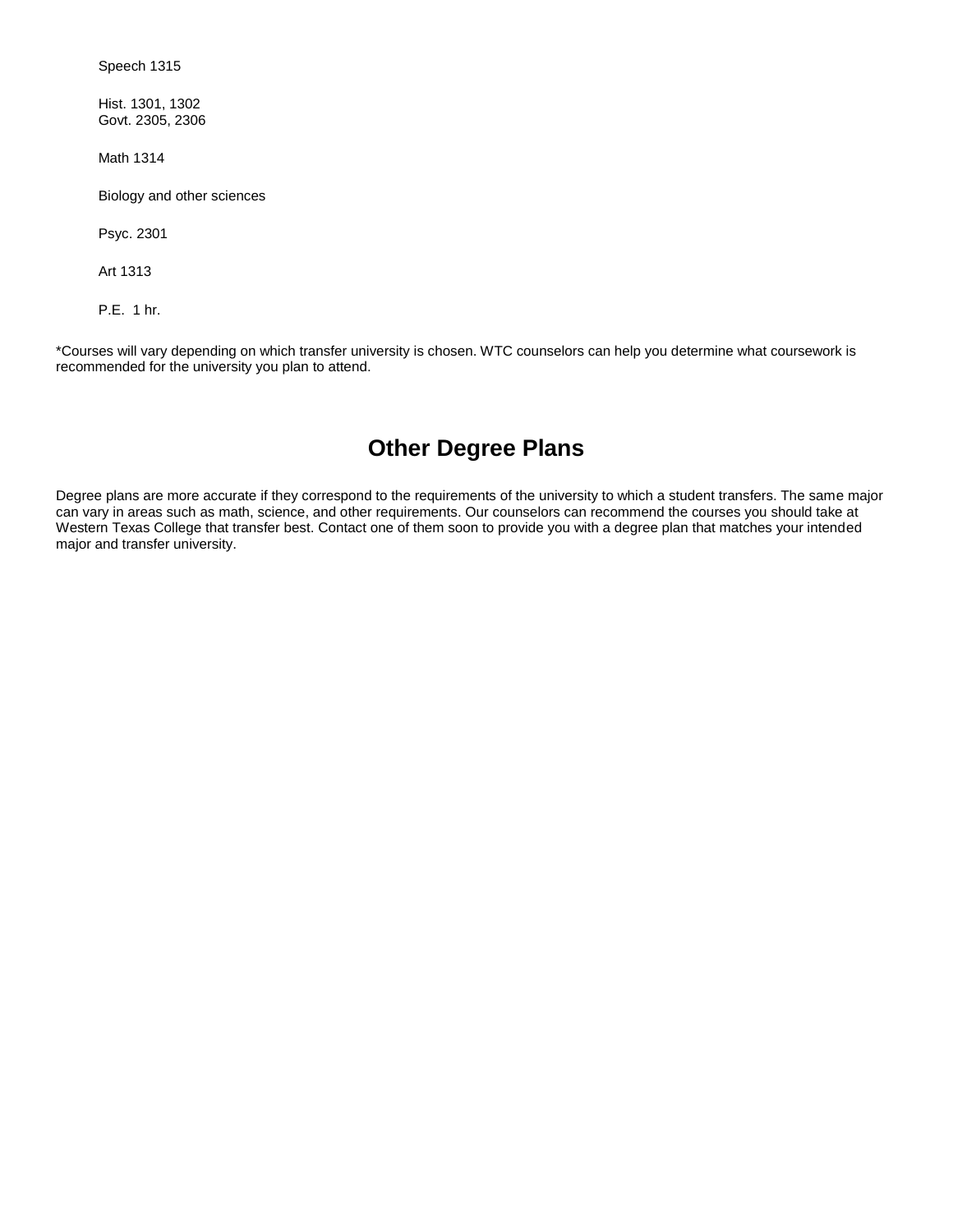Speech 1315

Hist. 1301, 1302
Govt. 2305, 2306

Math 1314

Biology and other sciences

Psyc. 2301

Art 1313

P.E. 1 hr.

*Courses will vary depending on which transfer university is chosen. WTC counselors can help you determine what coursework is recommended for the university you plan to attend.

## Other Degree Plans

Degree plans are more accurate if they correspond to the requirements of the university to which a student transfers. The same major can vary in areas such as math, science, and other requirements. Our counselors can recommend the courses you should take at Western Texas College that transfer best. Contact one of them soon to provide you with a degree plan that matches your intended major and transfer university.